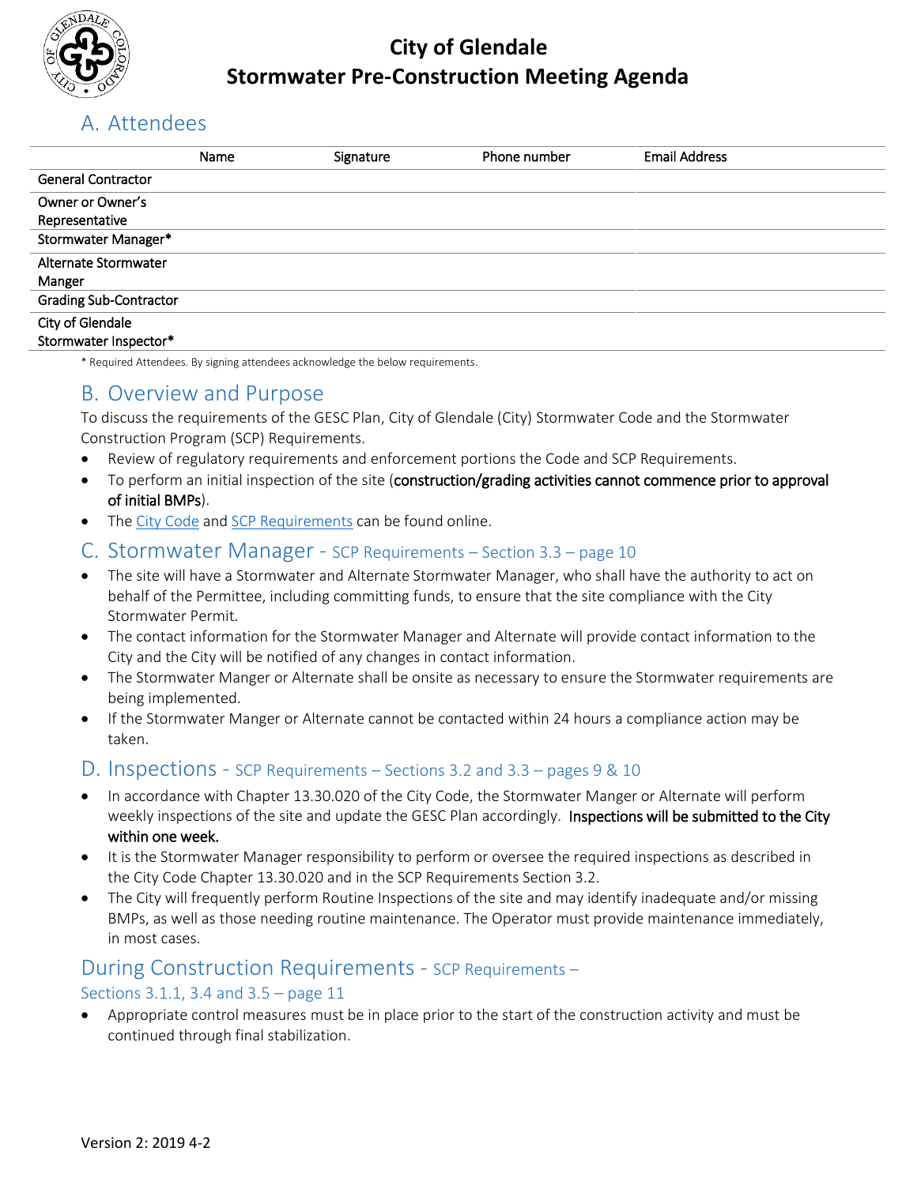# City of Glendale
# Stormwater Pre-Construction Meeting Agenda

## A. Attendees

| | Name | Signature | Phone number | Email Address |
|---|---|---|---|---|
| General Contractor | | | | |
| Owner or Owner's Representative | | | | |
| Stormwater Manager* | | | | |
| Alternate Stormwater Manger | | | | |
| Grading Sub-Contractor | | | | |
| City of Glendale Stormwater Inspector* | | | | |

\* Required Attendees. By signing attendees acknowledge the below requirements.

## B. Overview and Purpose

To discuss the requirements of the GESC Plan, City of Glendale (City) Stormwater Code and the Stormwater Construction Program (SCP) Requirements.

- Review of regulatory requirements and enforcement portions the Code and SCP Requirements.
- To perform an initial inspection of the site (**construction/grading activities cannot commence prior to approval of initial BMPs**).
- The City Code and SCP Requirements can be found online.

## C. Stormwater Manager - SCP Requirements – Section 3.3 – page 10

- The site will have a Stormwater and Alternate Stormwater Manager, who shall have the authority to act on behalf of the Permittee, including committing funds, to ensure that the site compliance with the City Stormwater Permit.
- The contact information for the Stormwater Manager and Alternate will provide contact information to the City and the City will be notified of any changes in contact information.
- The Stormwater Manger or Alternate shall be onsite as necessary to ensure the Stormwater requirements are being implemented.
- If the Stormwater Manger or Alternate cannot be contacted within 24 hours a compliance action may be taken.

## D. Inspections - SCP Requirements – Sections 3.2 and 3.3 – pages 9 & 10

- In accordance with Chapter 13.30.020 of the City Code, the Stormwater Manger or Alternate will perform weekly inspections of the site and update the GESC Plan accordingly. **Inspections will be submitted to the City within one week.**
- It is the Stormwater Manager responsibility to perform or oversee the required inspections as described in the City Code Chapter 13.30.020 and in the SCP Requirements Section 3.2.
- The City will frequently perform Routine Inspections of the site and may identify inadequate and/or missing BMPs, as well as those needing routine maintenance. The Operator must provide maintenance immediately, in most cases.

## During Construction Requirements - SCP Requirements – Sections 3.1.1, 3.4 and 3.5 – page 11

- Appropriate control measures must be in place prior to the start of the construction activity and must be continued through final stabilization.

Version 2: 2019 4-2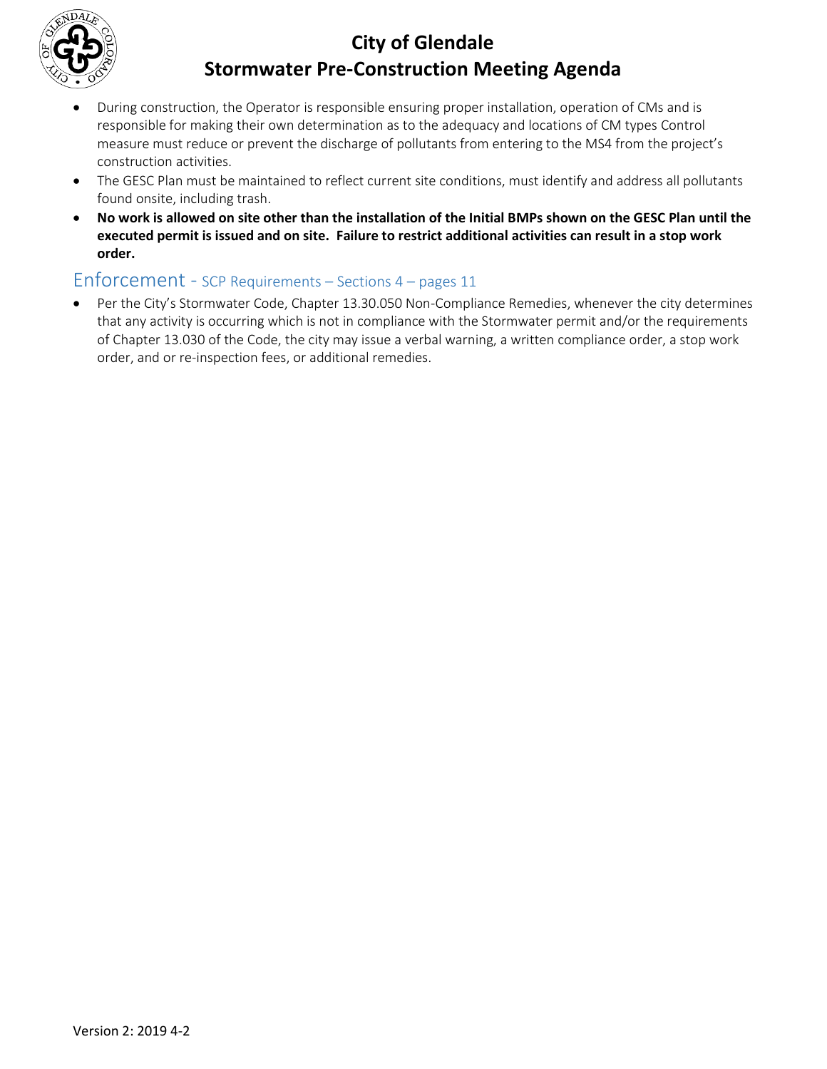- During construction, the Operator is responsible ensuring proper installation, operation of CMs and is responsible for making their own determination as to the adequacy and locations of CM types Control measure must reduce or prevent the discharge of pollutants from entering to the MS4 from the project's construction activities.
- The GESC Plan must be maintained to reflect current site conditions, must identify and address all pollutants found onsite, including trash.
- **No work is allowed on site other than the installation of the Initial BMPs shown on the GESC Plan until the executed permit is issued and on site. Failure to restrict additional activities can result in a stop work order.**

## Enforcement - SCP Requirements – Sections 4 – pages 11

- Per the City's Stormwater Code, Chapter 13.30.050 Non-Compliance Remedies, whenever the city determines that any activity is occurring which is not in compliance with the Stormwater permit and/or the requirements of Chapter 13.030 of the Code, the city may issue a verbal warning, a written compliance order, a stop work order, and or re-inspection fees, or additional remedies.